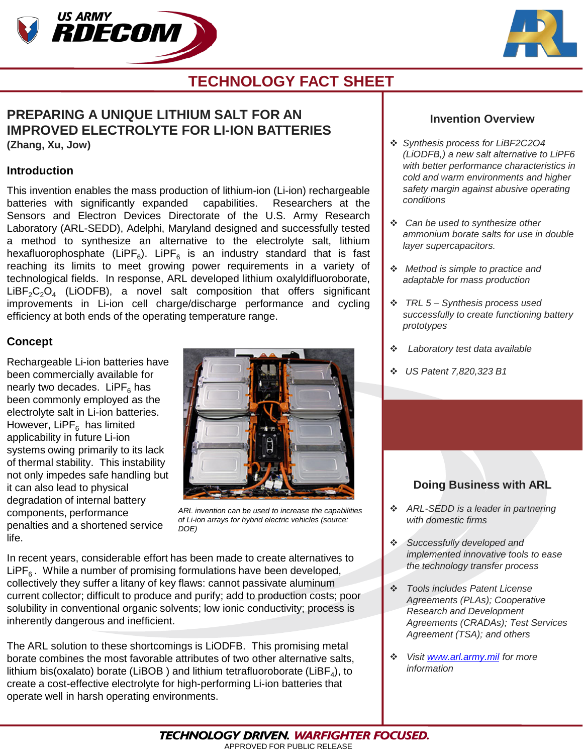US ARMY RDECOM

# TECHNOLOGY FACT SHEET

## PREPARING A UNIQUE LITHIUM SALT FOR AN IMPROVED ELECTROLYTE FOR LI-ION BATTERIES

**(Zhang, Xu, Jow)**

### Introduction

This invention enables the mass production of lithium-ion (Li-ion) rechargeable batteries with significantly expanded capabilities. Researchers at the Sensors and Electron Devices Directorate of the U.S. Army Research Laboratory (ARL-SEDD), Adelphi, Maryland designed and successfully tested a method to synthesize an alternative to the electrolyte salt, lithium hexafluorophosphate ($LiPF_6$). $LiPF_6$ is an industry standard that is fast reaching its limits to meet growing power requirements in a variety of technological fields. In response, ARL developed lithium oxalyldifluoroborate, $LiBF_2C_2O_4$ (LiODFB), a novel salt composition that offers significant improvements in Li-ion cell charge/discharge performance and cycling efficiency at both ends of the operating temperature range.

### Concept

Rechargeable Li-ion batteries have been commercially available for nearly two decades. $LiPF_6$ has been commonly employed as the electrolyte salt in Li-ion batteries. However, $LiPF_6$ has limited applicability in future Li-ion systems owing primarily to its lack of thermal stability. This instability not only impedes safe handling but it can also lead to physical degradation of internal battery components, performance penalties and a shortened service life.

*ARL invention can be used to increase the capabilities of Li-ion arrays for hybrid electric vehicles (source: DOE)*

In recent years, considerable effort has been made to create alternatives to $LiPF_6$. While a number of promising formulations have been developed, collectively they suffer a litany of key flaws: cannot passivate aluminum current collector; difficult to produce and purify; add to production costs; poor solubility in conventional organic solvents; low ionic conductivity; process is inherently dangerous and inefficient.

The ARL solution to these shortcomings is LiODFB. This promising metal borate combines the most favorable attributes of two other alternative salts, lithium bis(oxalato) borate (LiBOB ) and lithium tetrafluoroborate ($LiBF_4$), to create a cost-effective electrolyte for high-performing Li-ion batteries that operate well in harsh operating environments.

### Invention Overview

- *Synthesis process for LiBF2C2O4 (LiODFB,) a new salt alternative to LiPF6 with better performance characteristics in cold and warm environments and higher safety margin against abusive operating conditions*
- *Can be used to synthesize other ammonium borate salts for use in double layer supercapacitors.*
- *Method is simple to practice and adaptable for mass production*
- *TRL 5 – Synthesis process used successfully to create functioning battery prototypes*
- *Laboratory test data available*
- *US Patent 7,820,323 B1*

### Doing Business with ARL

- *ARL-SEDD is a leader in partnering with domestic firms*
- *Successfully developed and implemented innovative tools to ease the technology transfer process*
- *Tools includes Patent License Agreements (PLAs); Cooperative Research and Development Agreements (CRADAs); Test Services Agreement (TSA); and others*
- *Visit www.arl.army.mil for more information*

**TECHNOLOGY DRIVEN. WARFIGHTER FOCUSED.**

APPROVED FOR PUBLIC RELEASE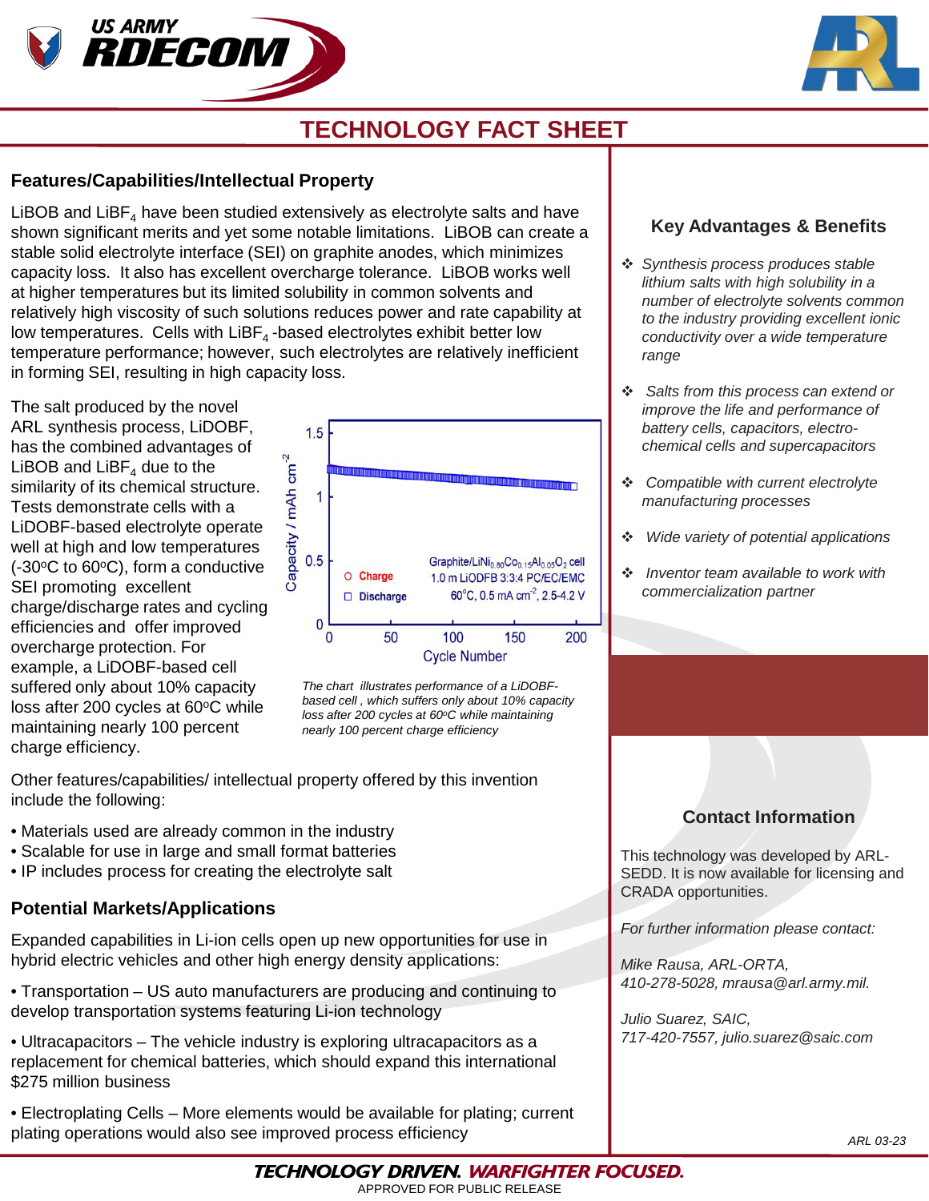US ARMY RDECOM

# TECHNOLOGY FACT SHEET

## Features/Capabilities/Intellectual Property

LiBOB and $LiBF_4$ have been studied extensively as electrolyte salts and have shown significant merits and yet some notable limitations. LiBOB can create a stable solid electrolyte interface (SEI) on graphite anodes, which minimizes capacity loss. It also has excellent overcharge tolerance. LiBOB works well at higher temperatures but its limited solubility in common solvents and relatively high viscosity of such solutions reduces power and rate capability at low temperatures. Cells with $LiBF_4$ -based electrolytes exhibit better low temperature performance; however, such electrolytes are relatively inefficient in forming SEI, resulting in high capacity loss.

The salt produced by the novel ARL synthesis process, LiDOBF, has the combined advantages of LiBOB and $LiBF_4$ due to the similarity of its chemical structure. Tests demonstrate cells with a LiDOBF-based electrolyte operate well at high and low temperatures (-30°C to 60°C), form a conductive SEI promoting excellent charge/discharge rates and cycling efficiencies and offer improved overcharge protection. For example, a LiDOBF-based cell suffered only about 10% capacity loss after 200 cycles at 60°C while maintaining nearly 100 percent charge efficiency.

Capacity / mAh cm$^{-2}$

1.5
1
0.5
0

0
50
100
150
200

Cycle Number

Charge
Discharge

Graphite/$LiNi_{0.80}Co_{0.15}Al_{0.05}O_2$ cell
1.0 m LiODFB 3:3:4 PC/EC/EMC
60°C, 0.5 mA cm$^{-2}$, 2.5-4.2 V

*The chart illustrates performance of a LiDOBF-based cell , which suffers only about 10% capacity loss after 200 cycles at 60°C while maintaining nearly 100 percent charge efficiency*

Other features/capabilities/ intellectual property offered by this invention include the following:

- Materials used are already common in the industry
- Scalable for use in large and small format batteries
- IP includes process for creating the electrolyte salt

## Potential Markets/Applications

Expanded capabilities in Li-ion cells open up new opportunities for use in hybrid electric vehicles and other high energy density applications:

- Transportation – US auto manufacturers are producing and continuing to develop transportation systems featuring Li-ion technology
- Ultracapacitors – The vehicle industry is exploring ultracapacitors as a replacement for chemical batteries, which should expand this international $275 million business
- Electroplating Cells – More elements would be available for plating; current plating operations would also see improved process efficiency

## Key Advantages & Benefits

- *Synthesis process produces stable lithium salts with high solubility in a number of electrolyte solvents common to the industry providing excellent ionic conductivity over a wide temperature range*
- *Salts from this process can extend or improve the life and performance of battery cells, capacitors, electro-chemical cells and supercapacitors*
- *Compatible with current electrolyte manufacturing processes*
- *Wide variety of potential applications*
- *Inventor team available to work with commercialization partner*

## Contact Information

This technology was developed by ARL-SEDD. It is now available for licensing and CRADA opportunities.

*For further information please contact:*

*Mike Rausa, ARL-ORTA,*
*410-278-5028, mrausa@arl.army.mil.*

*Julio Suarez, SAIC,*
*717-420-7557, julio.suarez@saic.com*

*ARL 03-23*

**TECHNOLOGY DRIVEN. WARFIGHTER FOCUSED.**

APPROVED FOR PUBLIC RELEASE